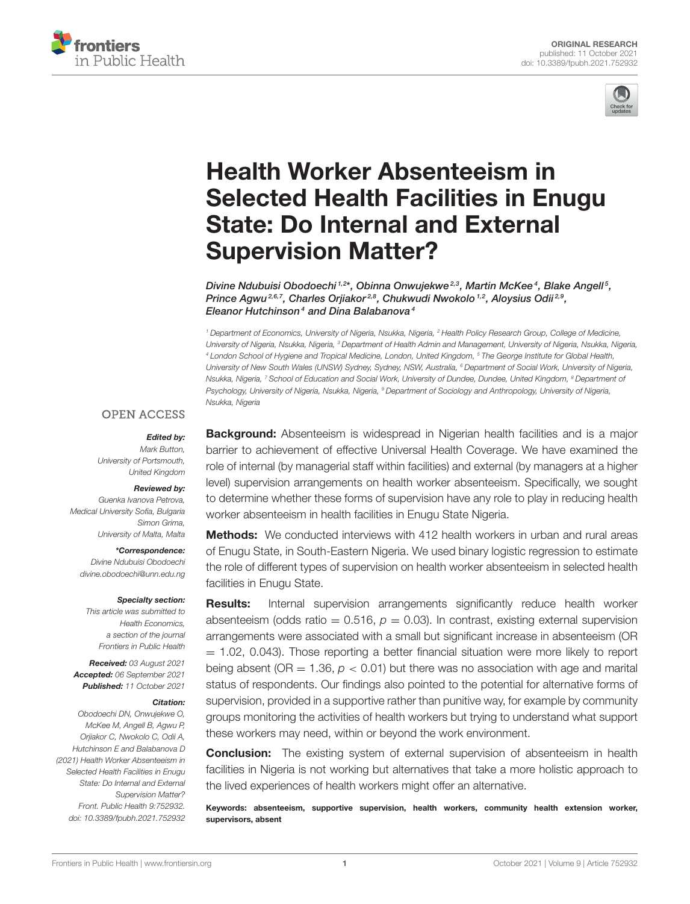ORIGINAL RESEARCH
published: 11 October 2021
doi: 10.3389/fpubh.2021.752932

# Health Worker Absenteeism in Selected Health Facilities in Enugu State: Do Internal and External Supervision Matter?

*Divine Ndubuisi Obodoechi[1,2]*, Obinna Onwujekwe[2,3], Martin McKee[4], Blake Angell[5], Prince Agwu[2,6,7], Charles Orjiakor[2,8], Chukwudi Nwokolo[1,2], Aloysius Odii[2,9], Eleanor Hutchinson[4] and Dina Balabanova[4]*

[1] Department of Economics, University of Nigeria, Nsukka, Nigeria, [2] Health Policy Research Group, College of Medicine, University of Nigeria, Nsukka, Nigeria, [3] Department of Health Admin and Management, University of Nigeria, Nsukka, Nigeria, [4] London School of Hygiene and Tropical Medicine, London, United Kingdom, [5] The George Institute for Global Health, University of New South Wales (UNSW) Sydney, Sydney, NSW, Australia, [6] Department of Social Work, University of Nigeria, Nsukka, Nigeria, [7] School of Education and Social Work, University of Dundee, Dundee, United Kingdom, [8] Department of Psychology, University of Nigeria, Nsukka, Nigeria, [9] Department of Sociology and Anthropology, University of Nigeria, Nsukka, Nigeria

OPEN ACCESS

***Edited by:***
*Mark Button,*
*University of Portsmouth,*
*United Kingdom*

***Reviewed by:***
*Guenka Ivanova Petrova,*
*Medical University Sofia, Bulgaria*
*Simon Grima,*
*University of Malta, Malta*

****Correspondence:***
*Divine Ndubuisi Obodoechi*
*divine.obodoechi@unn.edu.ng*

***Specialty section:***
*This article was submitted to Health Economics, a section of the journal Frontiers in Public Health*

***Received:** 03 August 2021*
***Accepted:** 06 September 2021*
***Published:** 11 October 2021*

***Citation:***
*Obodoechi DN, Onwujekwe O, McKee M, Angell B, Agwu P, Orjiakor C, Nwokolo C, Odii A, Hutchinson E and Balabanova D (2021) Health Worker Absenteeism in Selected Health Facilities in Enugu State: Do Internal and External Supervision Matter? Front. Public Health 9:752932. doi: 10.3389/fpubh.2021.752932*

**Background:** Absenteeism is widespread in Nigerian health facilities and is a major barrier to achievement of effective Universal Health Coverage. We have examined the role of internal (by managerial staff within facilities) and external (by managers at a higher level) supervision arrangements on health worker absenteeism. Specifically, we sought to determine whether these forms of supervision have any role to play in reducing health worker absenteeism in health facilities in Enugu State Nigeria.

**Methods:** We conducted interviews with 412 health workers in urban and rural areas of Enugu State, in South-Eastern Nigeria. We used binary logistic regression to estimate the role of different types of supervision on health worker absenteeism in selected health facilities in Enugu State.

**Results:** Internal supervision arrangements significantly reduce health worker absenteeism (odds ratio = 0.516, $p = 0.03$). In contrast, existing external supervision arrangements were associated with a small but significant increase in absenteeism (OR = 1.02, 0.043). Those reporting a better financial situation were more likely to report being absent (OR = 1.36, $p < 0.01$) but there was no association with age and marital status of respondents. Our findings also pointed to the potential for alternative forms of supervision, provided in a supportive rather than punitive way, for example by community groups monitoring the activities of health workers but trying to understand what support these workers may need, within or beyond the work environment.

**Conclusion:** The existing system of external supervision of absenteeism in health facilities in Nigeria is not working but alternatives that take a more holistic approach to the lived experiences of health workers might offer an alternative.

**Keywords: absenteeism, supportive supervision, health workers, community health extension worker, supervisors, absent**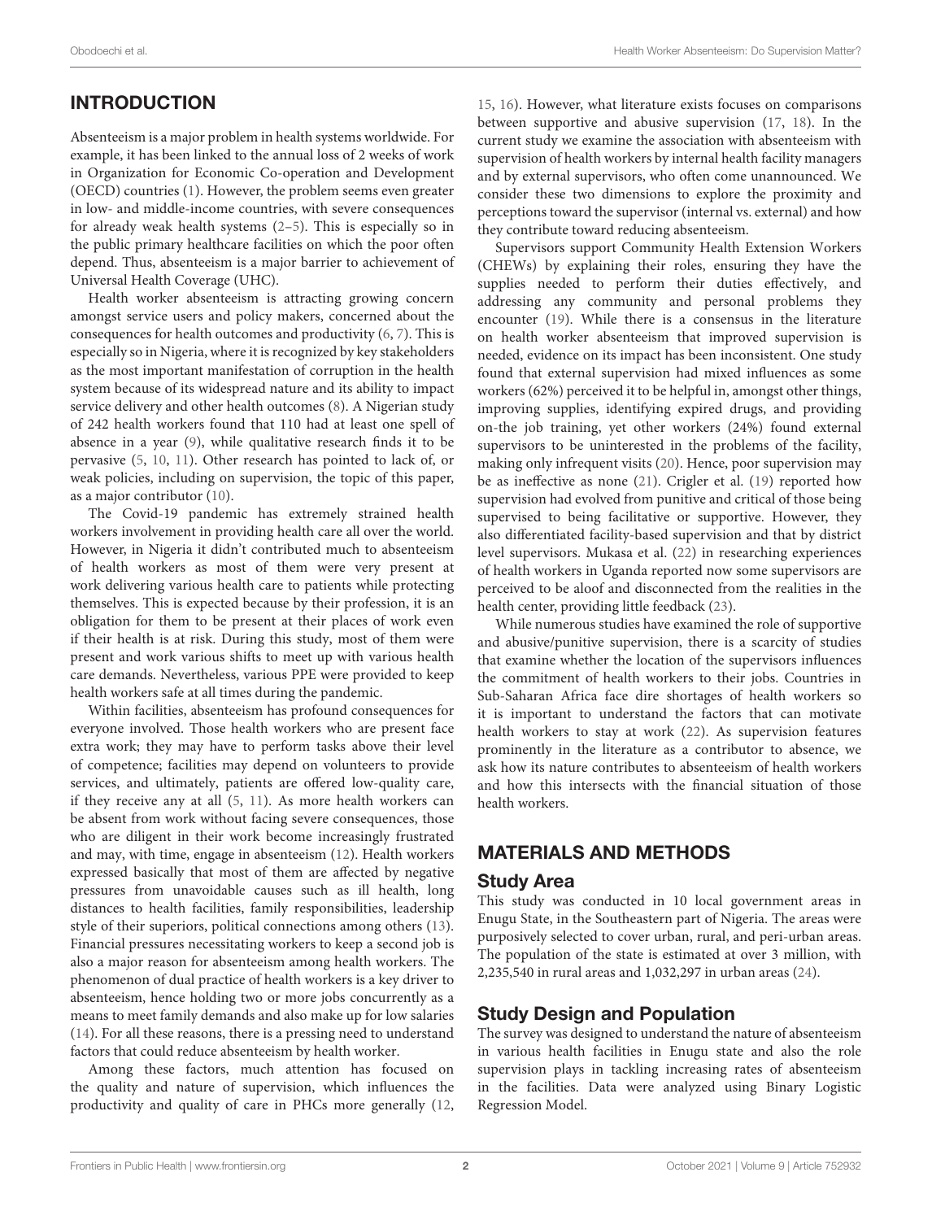## INTRODUCTION

Absenteeism is a major problem in health systems worldwide. For example, it has been linked to the annual loss of 2 weeks of work in Organization for Economic Co-operation and Development (OECD) countries (1). However, the problem seems even greater in low- and middle-income countries, with severe consequences for already weak health systems (2–5). This is especially so in the public primary healthcare facilities on which the poor often depend. Thus, absenteeism is a major barrier to achievement of Universal Health Coverage (UHC).

Health worker absenteeism is attracting growing concern amongst service users and policy makers, concerned about the consequences for health outcomes and productivity (6, 7). This is especially so in Nigeria, where it is recognized by key stakeholders as the most important manifestation of corruption in the health system because of its widespread nature and its ability to impact service delivery and other health outcomes (8). A Nigerian study of 242 health workers found that 110 had at least one spell of absence in a year (9), while qualitative research finds it to be pervasive (5, 10, 11). Other research has pointed to lack of, or weak policies, including on supervision, the topic of this paper, as a major contributor (10).

The Covid-19 pandemic has extremely strained health workers involvement in providing health care all over the world. However, in Nigeria it didn't contributed much to absenteeism of health workers as most of them were very present at work delivering various health care to patients while protecting themselves. This is expected because by their profession, it is an obligation for them to be present at their places of work even if their health is at risk. During this study, most of them were present and work various shifts to meet up with various health care demands. Nevertheless, various PPE were provided to keep health workers safe at all times during the pandemic.

Within facilities, absenteeism has profound consequences for everyone involved. Those health workers who are present face extra work; they may have to perform tasks above their level of competence; facilities may depend on volunteers to provide services, and ultimately, patients are offered low-quality care, if they receive any at all (5, 11). As more health workers can be absent from work without facing severe consequences, those who are diligent in their work become increasingly frustrated and may, with time, engage in absenteeism (12). Health workers expressed basically that most of them are affected by negative pressures from unavoidable causes such as ill health, long distances to health facilities, family responsibilities, leadership style of their superiors, political connections among others (13). Financial pressures necessitating workers to keep a second job is also a major reason for absenteeism among health workers. The phenomenon of dual practice of health workers is a key driver to absenteeism, hence holding two or more jobs concurrently as a means to meet family demands and also make up for low salaries (14). For all these reasons, there is a pressing need to understand factors that could reduce absenteeism by health worker.

Among these factors, much attention has focused on the quality and nature of supervision, which influences the productivity and quality of care in PHCs more generally (12, 15, 16). However, what literature exists focuses on comparisons between supportive and abusive supervision (17, 18). In the current study we examine the association with absenteeism with supervision of health workers by internal health facility managers and by external supervisors, who often come unannounced. We consider these two dimensions to explore the proximity and perceptions toward the supervisor (internal vs. external) and how they contribute toward reducing absenteeism.

Supervisors support Community Health Extension Workers (CHEWs) by explaining their roles, ensuring they have the supplies needed to perform their duties effectively, and addressing any community and personal problems they encounter (19). While there is a consensus in the literature on health worker absenteeism that improved supervision is needed, evidence on its impact has been inconsistent. One study found that external supervision had mixed influences as some workers (62%) perceived it to be helpful in, amongst other things, improving supplies, identifying expired drugs, and providing on-the job training, yet other workers (24%) found external supervisors to be uninterested in the problems of the facility, making only infrequent visits (20). Hence, poor supervision may be as ineffective as none (21). Crigler et al. (19) reported how supervision had evolved from punitive and critical of those being supervised to being facilitative or supportive. However, they also differentiated facility-based supervision and that by district level supervisors. Mukasa et al. (22) in researching experiences of health workers in Uganda reported now some supervisors are perceived to be aloof and disconnected from the realities in the health center, providing little feedback (23).

While numerous studies have examined the role of supportive and abusive/punitive supervision, there is a scarcity of studies that examine whether the location of the supervisors influences the commitment of health workers to their jobs. Countries in Sub-Saharan Africa face dire shortages of health workers so it is important to understand the factors that can motivate health workers to stay at work (22). As supervision features prominently in the literature as a contributor to absence, we ask how its nature contributes to absenteeism of health workers and how this intersects with the financial situation of those health workers.

## MATERIALS AND METHODS

### Study Area

This study was conducted in 10 local government areas in Enugu State, in the Southeastern part of Nigeria. The areas were purposively selected to cover urban, rural, and peri-urban areas. The population of the state is estimated at over 3 million, with 2,235,540 in rural areas and 1,032,297 in urban areas (24).

### Study Design and Population

The survey was designed to understand the nature of absenteeism in various health facilities in Enugu state and also the role supervision plays in tackling increasing rates of absenteeism in the facilities. Data were analyzed using Binary Logistic Regression Model.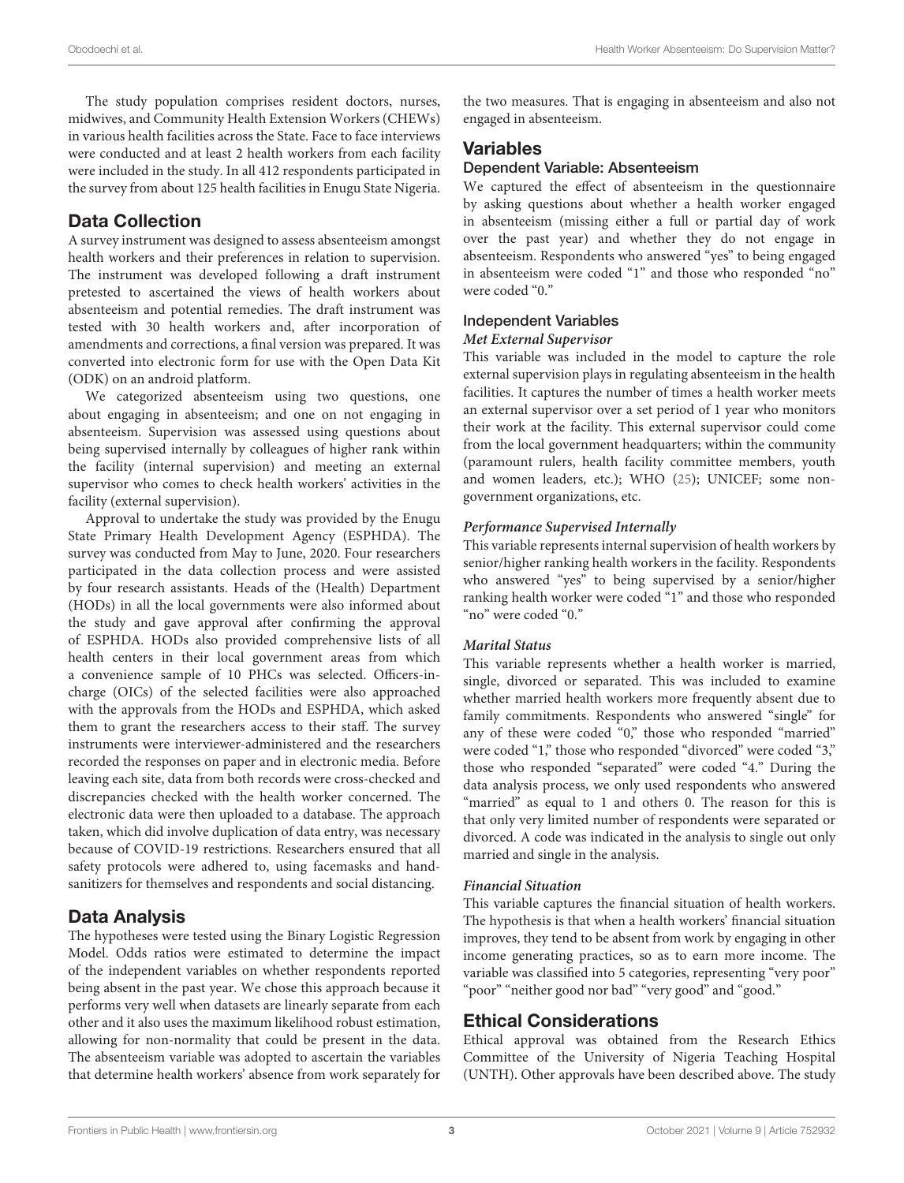The study population comprises resident doctors, nurses, midwives, and Community Health Extension Workers (CHEWs) in various health facilities across the State. Face to face interviews were conducted and at least 2 health workers from each facility were included in the study. In all 412 respondents participated in the survey from about 125 health facilities in Enugu State Nigeria.

## Data Collection

A survey instrument was designed to assess absenteeism amongst health workers and their preferences in relation to supervision. The instrument was developed following a draft instrument pretested to ascertained the views of health workers about absenteeism and potential remedies. The draft instrument was tested with 30 health workers and, after incorporation of amendments and corrections, a final version was prepared. It was converted into electronic form for use with the Open Data Kit (ODK) on an android platform.

We categorized absenteeism using two questions, one about engaging in absenteeism; and one on not engaging in absenteeism. Supervision was assessed using questions about being supervised internally by colleagues of higher rank within the facility (internal supervision) and meeting an external supervisor who comes to check health workers' activities in the facility (external supervision).

Approval to undertake the study was provided by the Enugu State Primary Health Development Agency (ESPHDA). The survey was conducted from May to June, 2020. Four researchers participated in the data collection process and were assisted by four research assistants. Heads of the (Health) Department (HODs) in all the local governments were also informed about the study and gave approval after confirming the approval of ESPHDA. HODs also provided comprehensive lists of all health centers in their local government areas from which a convenience sample of 10 PHCs was selected. Officers-in-charge (OICs) of the selected facilities were also approached with the approvals from the HODs and ESPHDA, which asked them to grant the researchers access to their staff. The survey instruments were interviewer-administered and the researchers recorded the responses on paper and in electronic media. Before leaving each site, data from both records were cross-checked and discrepancies checked with the health worker concerned. The electronic data were then uploaded to a database. The approach taken, which did involve duplication of data entry, was necessary because of COVID-19 restrictions. Researchers ensured that all safety protocols were adhered to, using facemasks and hand-sanitizers for themselves and respondents and social distancing.

## Data Analysis

The hypotheses were tested using the Binary Logistic Regression Model. Odds ratios were estimated to determine the impact of the independent variables on whether respondents reported being absent in the past year. We chose this approach because it performs very well when datasets are linearly separate from each other and it also uses the maximum likelihood robust estimation, allowing for non-normality that could be present in the data. The absenteeism variable was adopted to ascertain the variables that determine health workers' absence from work separately for the two measures. That is engaging in absenteeism and also not engaged in absenteeism.

## Variables

### Dependent Variable: Absenteeism

We captured the effect of absenteeism in the questionnaire by asking questions about whether a health worker engaged in absenteeism (missing either a full or partial day of work over the past year) and whether they do not engage in absenteeism. Respondents who answered "yes" to being engaged in absenteeism were coded "1" and those who responded "no" were coded "0."

### Independent Variables

#### *Met External Supervisor*

This variable was included in the model to capture the role external supervision plays in regulating absenteeism in the health facilities. It captures the number of times a health worker meets an external supervisor over a set period of 1 year who monitors their work at the facility. This external supervisor could come from the local government headquarters; within the community (paramount rulers, health facility committee members, youth and women leaders, etc.); WHO (25); UNICEF; some non-government organizations, etc.

#### *Performance Supervised Internally*

This variable represents internal supervision of health workers by senior/higher ranking health workers in the facility. Respondents who answered "yes" to being supervised by a senior/higher ranking health worker were coded "1" and those who responded "no" were coded "0."

#### *Marital Status*

This variable represents whether a health worker is married, single, divorced or separated. This was included to examine whether married health workers more frequently absent due to family commitments. Respondents who answered "single" for any of these were coded "0," those who responded "married" were coded "1," those who responded "divorced" were coded "3," those who responded "separated" were coded "4." During the data analysis process, we only used respondents who answered "married" as equal to 1 and others 0. The reason for this is that only very limited number of respondents were separated or divorced. A code was indicated in the analysis to single out only married and single in the analysis.

#### *Financial Situation*

This variable captures the financial situation of health workers. The hypothesis is that when a health workers' financial situation improves, they tend to be absent from work by engaging in other income generating practices, so as to earn more income. The variable was classified into 5 categories, representing "very poor" "poor" "neither good nor bad" "very good" and "good."

## Ethical Considerations

Ethical approval was obtained from the Research Ethics Committee of the University of Nigeria Teaching Hospital (UNTH). Other approvals have been described above. The study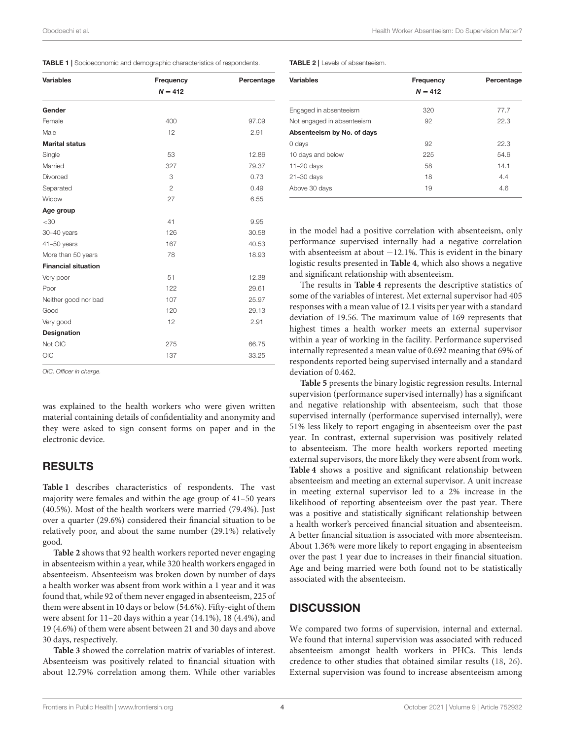**TABLE 1 |** Socioeconomic and demographic characteristics of respondents.

| Variables | Frequency N = 412 | Percentage |
|---|---|---|
| **Gender** | | |
| Female | 400 | 97.09 |
| Male | 12 | 2.91 |
| **Marital status** | | |
| Single | 53 | 12.86 |
| Married | 327 | 79.37 |
| Divorced | 3 | 0.73 |
| Separated | 2 | 0.49 |
| Widow | 27 | 6.55 |
| **Age group** | | |
| <30 | 41 | 9.95 |
| 30–40 years | 126 | 30.58 |
| 41–50 years | 167 | 40.53 |
| More than 50 years | 78 | 18.93 |
| **Financial situation** | | |
| Very poor | 51 | 12.38 |
| Poor | 122 | 29.61 |
| Neither good nor bad | 107 | 25.97 |
| Good | 120 | 29.13 |
| Very good | 12 | 2.91 |
| **Designation** | | |
| Not OIC | 275 | 66.75 |
| OIC | 137 | 33.25 |

*OIC, Officer in charge.*

was explained to the health workers who were given written material containing details of confidentiality and anonymity and they were asked to sign consent forms on paper and in the electronic device.

## RESULTS

**Table 1** describes characteristics of respondents. The vast majority were females and within the age group of 41–50 years (40.5%). Most of the health workers were married (79.4%). Just over a quarter (29.6%) considered their financial situation to be relatively poor, and about the same number (29.1%) relatively good.

**Table 2** shows that 92 health workers reported never engaging in absenteeism within a year, while 320 health workers engaged in absenteeism. Absenteeism was broken down by number of days a health worker was absent from work within a 1 year and it was found that, while 92 of them never engaged in absenteeism, 225 of them were absent in 10 days or below (54.6%). Fifty-eight of them were absent for 11–20 days within a year (14.1%), 18 (4.4%), and 19 (4.6%) of them were absent between 21 and 30 days and above 30 days, respectively.

**Table 3** showed the correlation matrix of variables of interest. Absenteeism was positively related to financial situation with about 12.79% correlation among them. While other variables in the model had a positive correlation with absenteeism, only performance supervised internally had a negative correlation with absenteeism at about −12.1%. This is evident in the binary logistic results presented in **Table 4**, which also shows a negative and significant relationship with absenteeism.

**TABLE 2 |** Levels of absenteeism.

| Variables | Frequency N = 412 | Percentage |
|---|---|---|
| Engaged in absenteeism | 320 | 77.7 |
| Not engaged in absenteeism | 92 | 22.3 |
| **Absenteeism by No. of days** | | |
| 0 days | 92 | 22.3 |
| 10 days and below | 225 | 54.6 |
| 11–20 days | 58 | 14.1 |
| 21–30 days | 18 | 4.4 |
| Above 30 days | 19 | 4.6 |

The results in **Table 4** represents the descriptive statistics of some of the variables of interest. Met external supervisor had 405 responses with a mean value of 12.1 visits per year with a standard deviation of 19.56. The maximum value of 169 represents that highest times a health worker meets an external supervisor within a year of working in the facility. Performance supervised internally represented a mean value of 0.692 meaning that 69% of respondents reported being supervised internally and a standard deviation of 0.462.

**Table 5** presents the binary logistic regression results. Internal supervision (performance supervised internally) has a significant and negative relationship with absenteeism, such that those supervised internally (performance supervised internally), were 51% less likely to report engaging in absenteeism over the past year. In contrast, external supervision was positively related to absenteeism. The more health workers reported meeting external supervisors, the more likely they were absent from work. **Table 4** shows a positive and significant relationship between absenteeism and meeting an external supervisor. A unit increase in meeting external supervisor led to a 2% increase in the likelihood of reporting absenteeism over the past year. There was a positive and statistically significant relationship between a health worker's perceived financial situation and absenteeism. A better financial situation is associated with more absenteeism. About 1.36% were more likely to report engaging in absenteeism over the past 1 year due to increases in their financial situation. Age and being married were both found not to be statistically associated with the absenteeism.

## DISCUSSION

We compared two forms of supervision, internal and external. We found that internal supervision was associated with reduced absenteeism amongst health workers in PHCs. This lends credence to other studies that obtained similar results (18, 26). External supervision was found to increase absenteeism among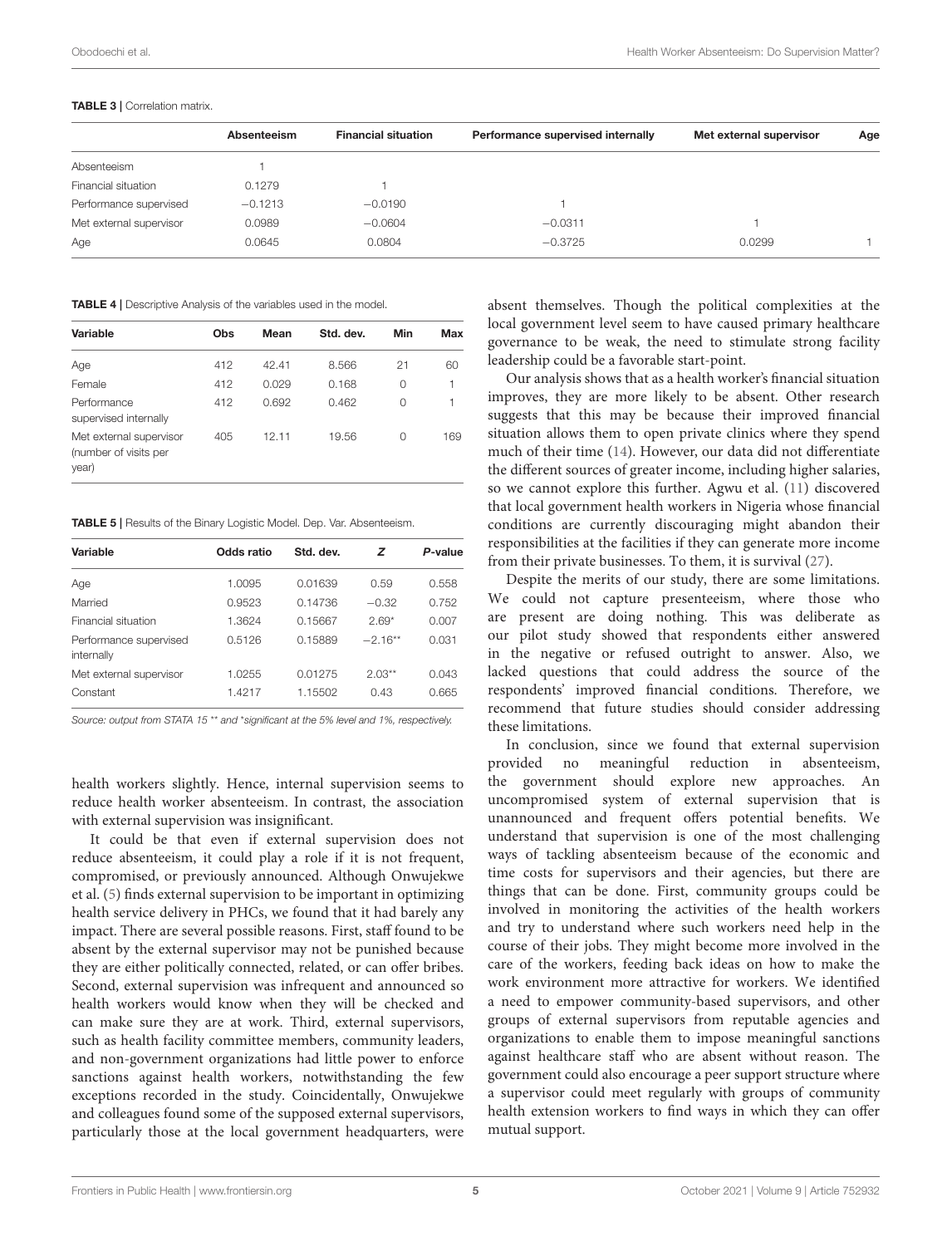**TABLE 3** | Correlation matrix.

| | Absenteeism | Financial situation | Performance supervised internally | Met external supervisor | Age |
|---|---|---|---|---|---|
| Absenteeism | 1 | | | | |
| Financial situation | 0.1279 | 1 | | | |
| Performance supervised | −0.1213 | −0.0190 | 1 | | |
| Met external supervisor | 0.0989 | −0.0604 | −0.0311 | 1 | |
| Age | 0.0645 | 0.0804 | −0.3725 | 0.0299 | 1 |

**TABLE 4** | Descriptive Analysis of the variables used in the model.

| Variable | Obs | Mean | Std. dev. | Min | Max |
|---|---|---|---|---|---|
| Age | 412 | 42.41 | 8.566 | 21 | 60 |
| Female | 412 | 0.029 | 0.168 | 0 | 1 |
| Performance supervised internally | 412 | 0.692 | 0.462 | 0 | 1 |
| Met external supervisor (number of visits per year) | 405 | 12.11 | 19.56 | 0 | 169 |

**TABLE 5** | Results of the Binary Logistic Model. Dep. Var. Absenteeism.

| Variable | Odds ratio | Std. dev. | *Z* | *P*-value |
|---|---|---|---|---|
| Age | 1.0095 | 0.01639 | 0.59 | 0.558 |
| Married | 0.9523 | 0.14736 | −0.32 | 0.752 |
| Financial situation | 1.3624 | 0.15667 | 2.69* | 0.007 |
| Performance supervised internally | 0.5126 | 0.15889 | −2.16** | 0.031 |
| Met external supervisor | 1.0255 | 0.01275 | 2.03** | 0.043 |
| Constant | 1.4217 | 1.15502 | 0.43 | 0.665 |

*Source: output from STATA 15 ** and *significant at the 5% level and 1%, respectively.*

health workers slightly. Hence, internal supervision seems to reduce health worker absenteeism. In contrast, the association with external supervision was insignificant.

It could be that even if external supervision does not reduce absenteeism, it could play a role if it is not frequent, compromised, or previously announced. Although Onwujekwe et al. (5) finds external supervision to be important in optimizing health service delivery in PHCs, we found that it had barely any impact. There are several possible reasons. First, staff found to be absent by the external supervisor may not be punished because they are either politically connected, related, or can offer bribes. Second, external supervision was infrequent and announced so health workers would know when they will be checked and can make sure they are at work. Third, external supervisors, such as health facility committee members, community leaders, and non-government organizations had little power to enforce sanctions against health workers, notwithstanding the few exceptions recorded in the study. Coincidentally, Onwujekwe and colleagues found some of the supposed external supervisors, particularly those at the local government headquarters, were absent themselves. Though the political complexities at the local government level seem to have caused primary healthcare governance to be weak, the need to stimulate strong facility leadership could be a favorable start-point.

Our analysis shows that as a health worker's financial situation improves, they are more likely to be absent. Other research suggests that this may be because their improved financial situation allows them to open private clinics where they spend much of their time (14). However, our data did not differentiate the different sources of greater income, including higher salaries, so we cannot explore this further. Agwu et al. (11) discovered that local government health workers in Nigeria whose financial conditions are currently discouraging might abandon their responsibilities at the facilities if they can generate more income from their private businesses. To them, it is survival (27).

Despite the merits of our study, there are some limitations. We could not capture presenteeism, where those who are present are doing nothing. This was deliberate as our pilot study showed that respondents either answered in the negative or refused outright to answer. Also, we lacked questions that could address the source of the respondents' improved financial conditions. Therefore, we recommend that future studies should consider addressing these limitations.

In conclusion, since we found that external supervision provided no meaningful reduction in absenteeism, the government should explore new approaches. An uncompromised system of external supervision that is unannounced and frequent offers potential benefits. We understand that supervision is one of the most challenging ways of tackling absenteeism because of the economic and time costs for supervisors and their agencies, but there are things that can be done. First, community groups could be involved in monitoring the activities of the health workers and try to understand where such workers need help in the course of their jobs. They might become more involved in the care of the workers, feeding back ideas on how to make the work environment more attractive for workers. We identified a need to empower community-based supervisors, and other groups of external supervisors from reputable agencies and organizations to enable them to impose meaningful sanctions against healthcare staff who are absent without reason. The government could also encourage a peer support structure where a supervisor could meet regularly with groups of community health extension workers to find ways in which they can offer mutual support.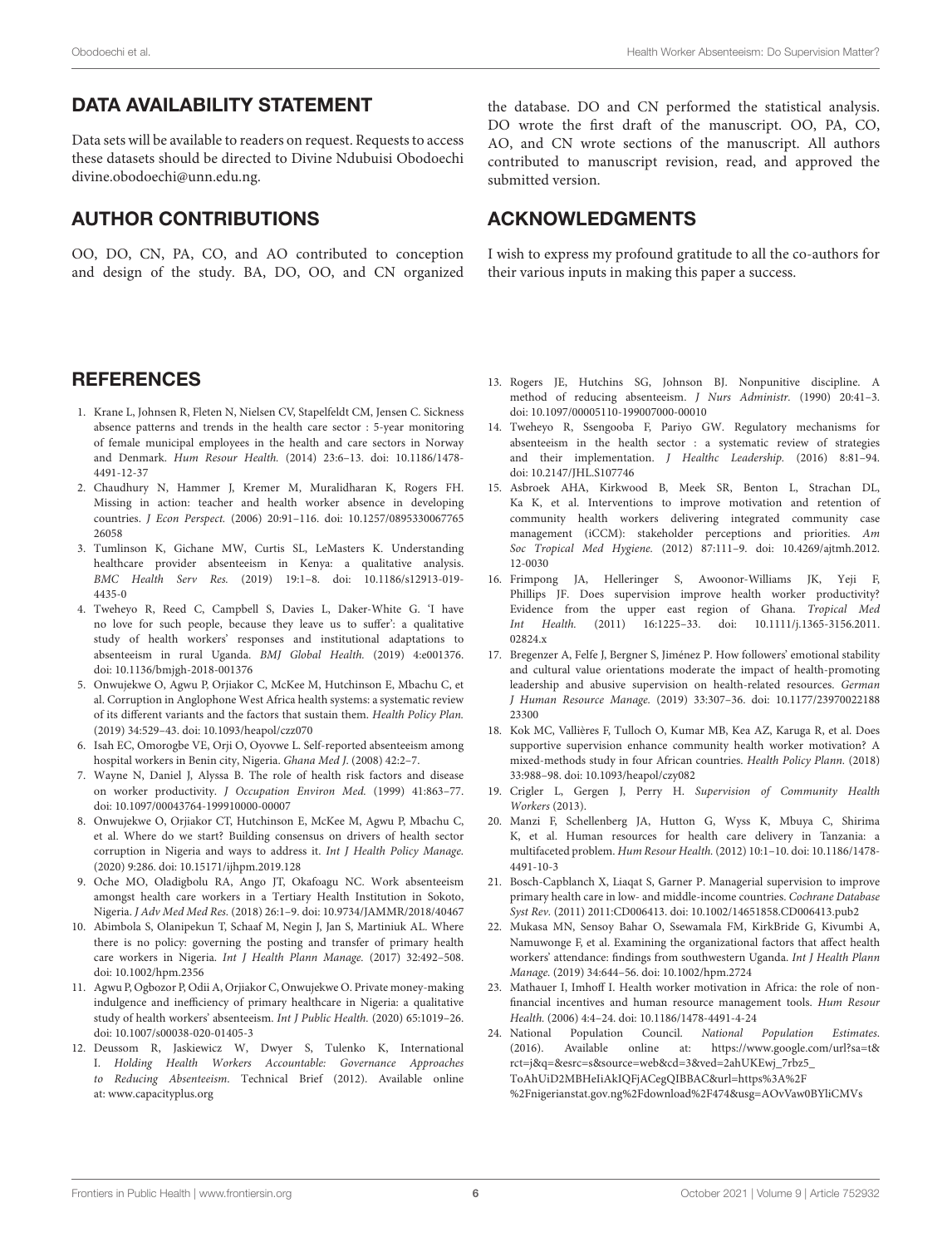## DATA AVAILABILITY STATEMENT

Data sets will be available to readers on request. Requests to access these datasets should be directed to Divine Ndubuisi Obodoechi divine.obodoechi@unn.edu.ng.

## AUTHOR CONTRIBUTIONS

OO, DO, CN, PA, CO, and AO contributed to conception and design of the study. BA, DO, OO, and CN organized the database. DO and CN performed the statistical analysis. DO wrote the first draft of the manuscript. OO, PA, CO, AO, and CN wrote sections of the manuscript. All authors contributed to manuscript revision, read, and approved the submitted version.

## ACKNOWLEDGMENTS

I wish to express my profound gratitude to all the co-authors for their various inputs in making this paper a success.

## REFERENCES

1. Krane L, Johnsen R, Fleten N, Nielsen CV, Stapelfeldt CM, Jensen C. Sickness absence patterns and trends in the health care sector : 5-year monitoring of female municipal employees in the health and care sectors in Norway and Denmark. *Hum Resour Health.* (2014) 23:6–13. doi: 10.1186/1478-4491-12-37
2. Chaudhury N, Hammer J, Kremer M, Muralidharan K, Rogers FH. Missing in action: teacher and health worker absence in developing countries. *J Econ Perspect.* (2006) 20:91–116. doi: 10.1257/089533006776526058
3. Tumlinson K, Gichane MW, Curtis SL, LeMasters K. Understanding healthcare provider absenteeism in Kenya: a qualitative analysis. *BMC Health Serv Res.* (2019) 19:1–8. doi: 10.1186/s12913-019-4435-0
4. Tweheyo R, Reed C, Campbell S, Davies L, Daker-White G. 'I have no love for such people, because they leave us to suffer': a qualitative study of health workers' responses and institutional adaptations to absenteeism in rural Uganda. *BMJ Global Health.* (2019) 4:e001376. doi: 10.1136/bmjgh-2018-001376
5. Onwujekwe O, Agwu P, Orjiakor C, McKee M, Hutchinson E, Mbachu C, et al. Corruption in Anglophone West Africa health systems: a systematic review of its different variants and the factors that sustain them. *Health Policy Plan.* (2019) 34:529–43. doi: 10.1093/heapol/czz070
6. Isah EC, Omorogbe VE, Orji O, Oyovwe L. Self-reported absenteeism among hospital workers in Benin city, Nigeria. *Ghana Med J.* (2008) 42:2–7.
7. Wayne N, Daniel J, Alyssa B. The role of health risk factors and disease on worker productivity. *J Occupation Environ Med.* (1999) 41:863–77. doi: 10.1097/00043764-199910000-00007
8. Onwujekwe O, Orjiakor CT, Hutchinson E, McKee M, Agwu P, Mbachu C, et al. Where do we start? Building consensus on drivers of health sector corruption in Nigeria and ways to address it. *Int J Health Policy Manage.* (2020) 9:286. doi: 10.15171/ijhpm.2019.128
9. Oche MO, Oladigbolu RA, Ango JT, Okafoagu NC. Work absenteeism amongst health care workers in a Tertiary Health Institution in Sokoto, Nigeria. *J Adv Med Med Res.* (2018) 26:1–9. doi: 10.9734/JAMMR/2018/40467
10. Abimbola S, Olanipekun T, Schaaf M, Negin J, Jan S, Martiniuk AL. Where there is no policy: governing the posting and transfer of primary health care workers in Nigeria. *Int J Health Plann Manage.* (2017) 32:492–508. doi: 10.1002/hpm.2356
11. Agwu P, Ogbozor P, Odii A, Orjiakor C, Onwujekwe O. Private money-making indulgence and inefficiency of primary healthcare in Nigeria: a qualitative study of health workers' absenteeism. *Int J Public Health.* (2020) 65:1019–26. doi: 10.1007/s00038-020-01405-3
12. Deussom R, Jaskiewicz W, Dwyer S, Tulenko K, International I. *Holding Health Workers Accountable: Governance Approaches to Reducing Absenteeism*. Technical Brief (2012). Available online at: www.capacityplus.org
13. Rogers JE, Hutchins SG, Johnson BJ. Nonpunitive discipline. A method of reducing absenteeism. *J Nurs Administr.* (1990) 20:41–3. doi: 10.1097/00005110-199007000-00010
14. Tweheyo R, Ssengooba F, Pariyo GW. Regulatory mechanisms for absenteeism in the health sector : a systematic review of strategies and their implementation. *J Healthc Leadership.* (2016) 8:81–94. doi: 10.2147/JHL.S107746
15. Asbroek AHA, Kirkwood B, Meek SR, Benton L, Strachan DL, Ka K, et al. Interventions to improve motivation and retention of community health workers delivering integrated community case management (iCCM): stakeholder perceptions and priorities. *Am Soc Tropical Med Hygiene.* (2012) 87:111–9. doi: 10.4269/ajtmh.2012.12-0030
16. Frimpong JA, Helleringer S, Awoonor-Williams JK, Yeji F, Phillips JF. Does supervision improve health worker productivity? Evidence from the upper east region of Ghana. *Tropical Med Int Health.* (2011) 16:1225–33. doi: 10.1111/j.1365-3156.2011.02824.x
17. Bregenzer A, Felfe J, Bergner S, Jiménez P. How followers' emotional stability and cultural value orientations moderate the impact of health-promoting leadership and abusive supervision on health-related resources. *German J Human Resource Manage.* (2019) 33:307–36. doi: 10.1177/2397002218823300
18. Kok MC, Vallières F, Tulloch O, Kumar MB, Kea AZ, Karuga R, et al. Does supportive supervision enhance community health worker motivation? A mixed-methods study in four African countries. *Health Policy Plann.* (2018) 33:988–98. doi: 10.1093/heapol/czy082
19. Crigler L, Gergen J, Perry H. *Supervision of Community Health Workers* (2013).
20. Manzi F, Schellenberg JA, Hutton G, Wyss K, Mbuya C, Shirima K, et al. Human resources for health care delivery in Tanzania: a multifaceted problem. *Hum Resour Health.* (2012) 10:1–10. doi: 10.1186/1478-4491-10-3
21. Bosch-Capblanch X, Liaqat S, Garner P. Managerial supervision to improve primary health care in low- and middle-income countries. *Cochrane Database Syst Rev.* (2011) 2011:CD006413. doi: 10.1002/14651858.CD006413.pub2
22. Mukasa MN, Sensoy Bahar O, Ssewamala FM, KirkBride G, Kivumbi A, Namuwonge F, et al. Examining the organizational factors that affect health workers' attendance: findings from southwestern Uganda. *Int J Health Plann Manage.* (2019) 34:644–56. doi: 10.1002/hpm.2724
23. Mathauer I, Imhoff I. Health worker motivation in Africa: the role of non-financial incentives and human resource management tools. *Hum Resour Health.* (2006) 4:4–24. doi: 10.1186/1478-4491-4-24
24. National Population Council. *National Population Estimates.* (2016). Available online at: https://www.google.com/url?sa=t&rct=j&q=&esrc=s&source=web&cd=3&ved=2ahUKEwj_7rbz5_ToAhUiD2MBHeIiAkIQFjACegQIBBAC&url=https%3A%2F%2Fnigerianstat.gov.ng%2Fdownload%2F474&usg=AOvVaw0BYliCMVs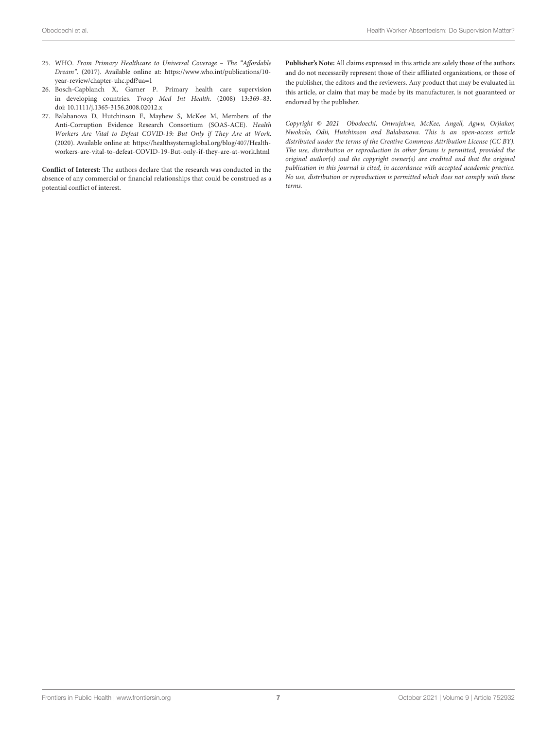25. WHO. *From Primary Healthcare to Universal Coverage – The "Affordable Dream"*. (2017). Available online at: https://www.who.int/publications/10-year-review/chapter-uhc.pdf?ua=1
26. Bosch-Capblanch X, Garner P. Primary health care supervision in developing countries. *Troop Med Int Health.* (2008) 13:369–83. doi: 10.1111/j.1365-3156.2008.02012.x
27. Balabanova D, Hutchinson E, Mayhew S, McKee M, Members of the Anti-Corruption Evidence Research Consortium (SOAS-ACE). *Health Workers Are Vital to Defeat COVID-19: But Only if They Are at Work*. (2020). Available online at: https://healthsystemsglobal.org/blog/407/Health-workers-are-vital-to-defeat-COVID-19-But-only-if-they-are-at-work.html

**Conflict of Interest:** The authors declare that the research was conducted in the absence of any commercial or financial relationships that could be construed as a potential conflict of interest.

**Publisher's Note:** All claims expressed in this article are solely those of the authors and do not necessarily represent those of their affiliated organizations, or those of the publisher, the editors and the reviewers. Any product that may be evaluated in this article, or claim that may be made by its manufacturer, is not guaranteed or endorsed by the publisher.

*Copyright © 2021 Obodoechi, Onwujekwe, McKee, Angell, Agwu, Orjiakor, Nwokolo, Odii, Hutchinson and Balabanova. This is an open-access article distributed under the terms of the Creative Commons Attribution License (CC BY). The use, distribution or reproduction in other forums is permitted, provided the original author(s) and the copyright owner(s) are credited and that the original publication in this journal is cited, in accordance with accepted academic practice. No use, distribution or reproduction is permitted which does not comply with these terms.*